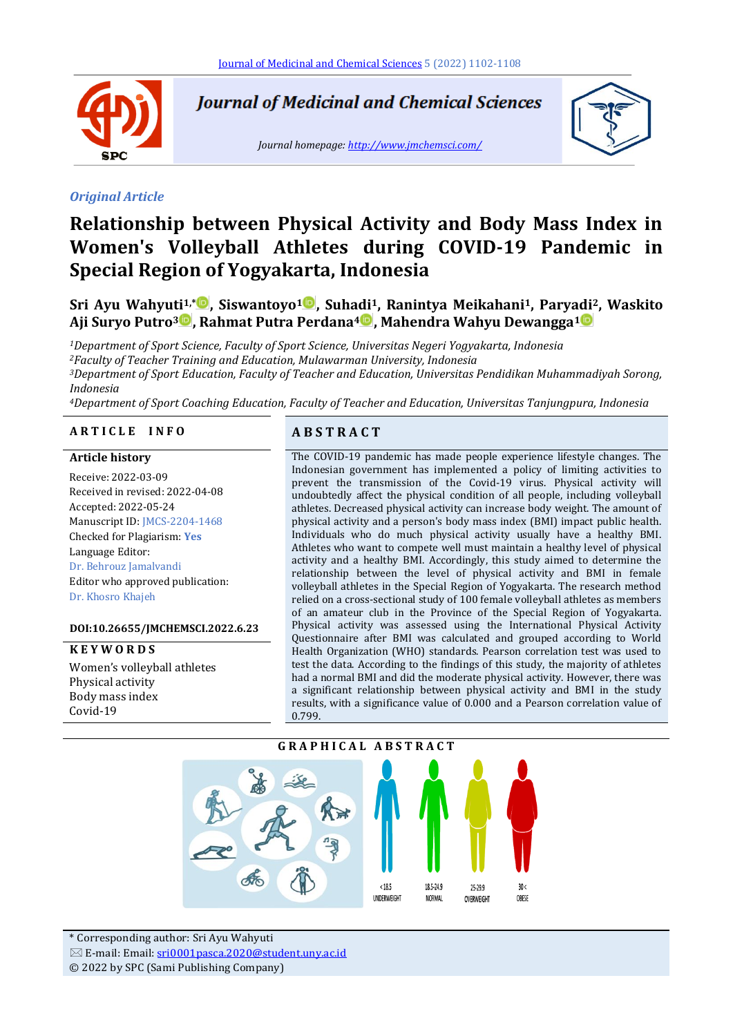*Original Article*

# Relationship between Physical Activity and Body Mass Index in Women's Volleyball Athletes during COVID-19 Pandemic in Special Region of Yogyakarta, Indonesia

**Sri Ayu Wahyuti[1,*], Siswantoyo[1], Suhadi[1], Ranintya Meikahani[1], Paryadi[2], Waskito Aji Suryo Putro[3], Rahmat Putra Perdana[4], Mahendra Wahyu Dewangga[1]**

[1]*Department of Sport Science, Faculty of Sport Science, Universitas Negeri Yogyakarta, Indonesia*
[2]*Faculty of Teacher Training and Education, Mulawarman University, Indonesia*
[3]*Department of Sport Education, Faculty of Teacher and Education, Universitas Pendidikan Muhammadiyah Sorong, Indonesia*
[4]*Department of Sport Coaching Education, Faculty of Teacher and Education, Universitas Tanjungpura, Indonesia*

## ARTICLE INFO

**Article history**

Receive: 2022-03-09
Received in revised: 2022-04-08
Accepted: 2022-05-24
Manuscript ID: JMCS-2204-1468
Checked for Plagiarism: **Yes**
Language Editor:
Dr. Behrouz Jamalvandi
Editor who approved publication:
Dr. Khosro Khajeh

**DOI:10.26655/JMCHEMSCI.2022.6.23**

**KEYWORDS**

Women's volleyball athletes
Physical activity
Body mass index
Covid-19

## ABSTRACT

The COVID-19 pandemic has made people experience lifestyle changes. The Indonesian government has implemented a policy of limiting activities to prevent the transmission of the Covid-19 virus. Physical activity will undoubtedly affect the physical condition of all people, including volleyball athletes. Decreased physical activity can increase body weight. The amount of physical activity and a person's body mass index (BMI) impact public health. Individuals who do much physical activity usually have a healthy BMI. Athletes who want to compete well must maintain a healthy level of physical activity and a healthy BMI. Accordingly, this study aimed to determine the relationship between the level of physical activity and BMI in female volleyball athletes in the Special Region of Yogyakarta. The research method relied on a cross-sectional study of 100 female volleyball athletes as members of an amateur club in the Province of the Special Region of Yogyakarta. Physical activity was assessed using the International Physical Activity Questionnaire after BMI was calculated and grouped according to World Health Organization (WHO) standards. Pearson correlation test was used to test the data. According to the findings of this study, the majority of athletes had a normal BMI and did the moderate physical activity. However, there was a significant relationship between physical activity and BMI in the study results, with a significance value of 0.000 and a Pearson correlation value of 0.799.

## GRAPHICAL ABSTRACT

<18.5 UNDERWEIGHT | 18.5-24.9 NORMAL | 25-29.9 OVERWEIGHT | 30< OBESE

\* Corresponding author: Sri Ayu Wahyuti
✉ E-mail: Email: sri0001pasca.2020@student.uny.ac.id
© 2022 by SPC (Sami Publishing Company)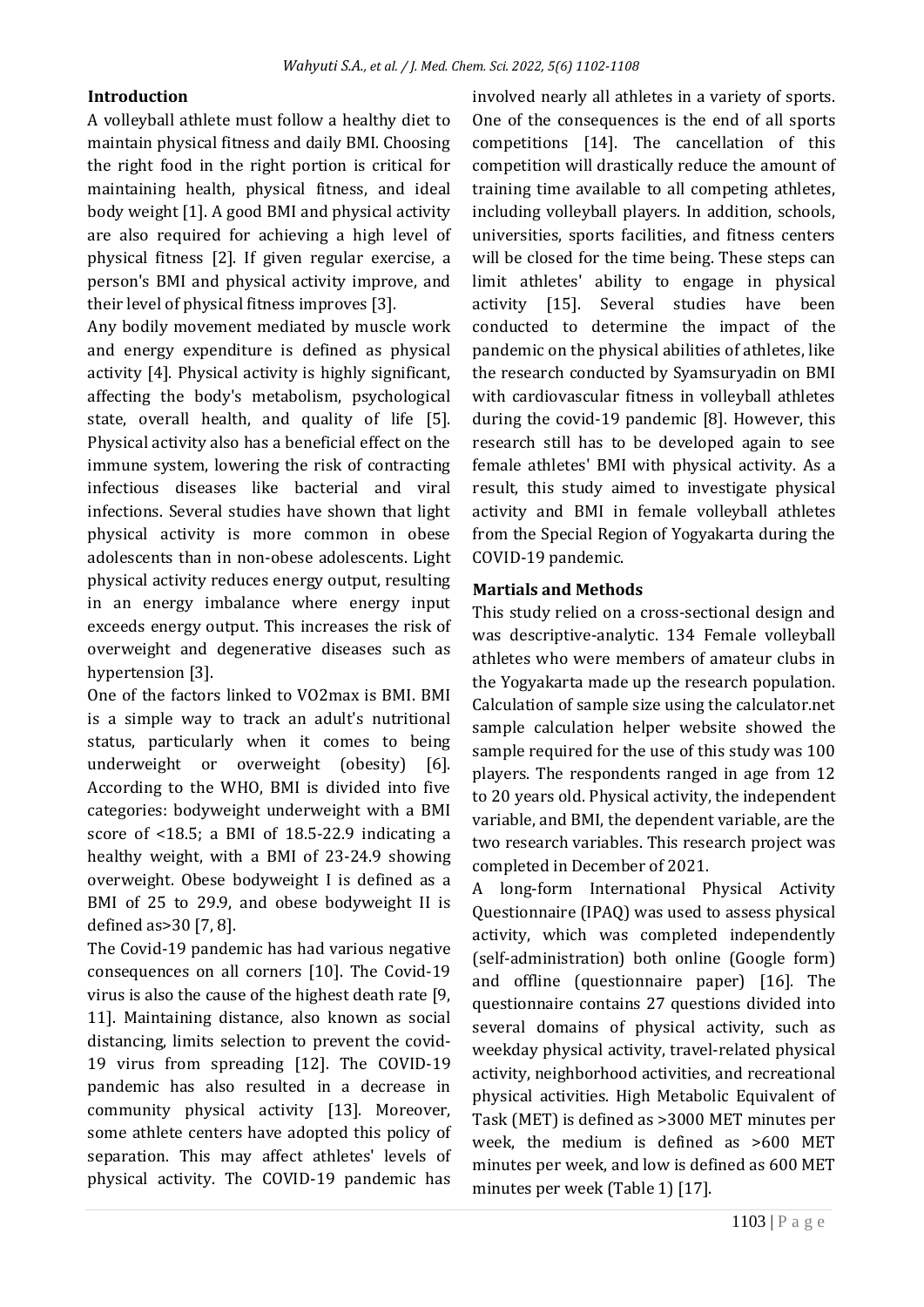## Introduction

A volleyball athlete must follow a healthy diet to maintain physical fitness and daily BMI. Choosing the right food in the right portion is critical for maintaining health, physical fitness, and ideal body weight [1]. A good BMI and physical activity are also required for achieving a high level of physical fitness [2]. If given regular exercise, a person's BMI and physical activity improve, and their level of physical fitness improves [3].

Any bodily movement mediated by muscle work and energy expenditure is defined as physical activity [4]. Physical activity is highly significant, affecting the body's metabolism, psychological state, overall health, and quality of life [5]. Physical activity also has a beneficial effect on the immune system, lowering the risk of contracting infectious diseases like bacterial and viral infections. Several studies have shown that light physical activity is more common in obese adolescents than in non-obese adolescents. Light physical activity reduces energy output, resulting in an energy imbalance where energy input exceeds energy output. This increases the risk of overweight and degenerative diseases such as hypertension [3].

One of the factors linked to VO2max is BMI. BMI is a simple way to track an adult's nutritional status, particularly when it comes to being underweight or overweight (obesity) [6]. According to the WHO, BMI is divided into five categories: bodyweight underweight with a BMI score of <18.5; a BMI of 18.5-22.9 indicating a healthy weight, with a BMI of 23-24.9 showing overweight. Obese bodyweight I is defined as a BMI of 25 to 29.9, and obese bodyweight II is defined as>30 [7, 8].

The Covid-19 pandemic has had various negative consequences on all corners [10]. The Covid-19 virus is also the cause of the highest death rate [9, 11]. Maintaining distance, also known as social distancing, limits selection to prevent the covid-19 virus from spreading [12]. The COVID-19 pandemic has also resulted in a decrease in community physical activity [13]. Moreover, some athlete centers have adopted this policy of separation. This may affect athletes' levels of physical activity. The COVID-19 pandemic has involved nearly all athletes in a variety of sports. One of the consequences is the end of all sports competitions [14]. The cancellation of this competition will drastically reduce the amount of training time available to all competing athletes, including volleyball players. In addition, schools, universities, sports facilities, and fitness centers will be closed for the time being. These steps can limit athletes' ability to engage in physical activity [15]. Several studies have been conducted to determine the impact of the pandemic on the physical abilities of athletes, like the research conducted by Syamsuryadin on BMI with cardiovascular fitness in volleyball athletes during the covid-19 pandemic [8]. However, this research still has to be developed again to see female athletes' BMI with physical activity. As a result, this study aimed to investigate physical activity and BMI in female volleyball athletes from the Special Region of Yogyakarta during the COVID-19 pandemic.

## Martials and Methods

This study relied on a cross-sectional design and was descriptive-analytic. 134 Female volleyball athletes who were members of amateur clubs in the Yogyakarta made up the research population. Calculation of sample size using the calculator.net sample calculation helper website showed the sample required for the use of this study was 100 players. The respondents ranged in age from 12 to 20 years old. Physical activity, the independent variable, and BMI, the dependent variable, are the two research variables. This research project was completed in December of 2021.

A long-form International Physical Activity Questionnaire (IPAQ) was used to assess physical activity, which was completed independently (self-administration) both online (Google form) and offline (questionnaire paper) [16]. The questionnaire contains 27 questions divided into several domains of physical activity, such as weekday physical activity, travel-related physical activity, neighborhood activities, and recreational physical activities. High Metabolic Equivalent of Task (MET) is defined as >3000 MET minutes per week, the medium is defined as >600 MET minutes per week, and low is defined as 600 MET minutes per week (Table 1) [17].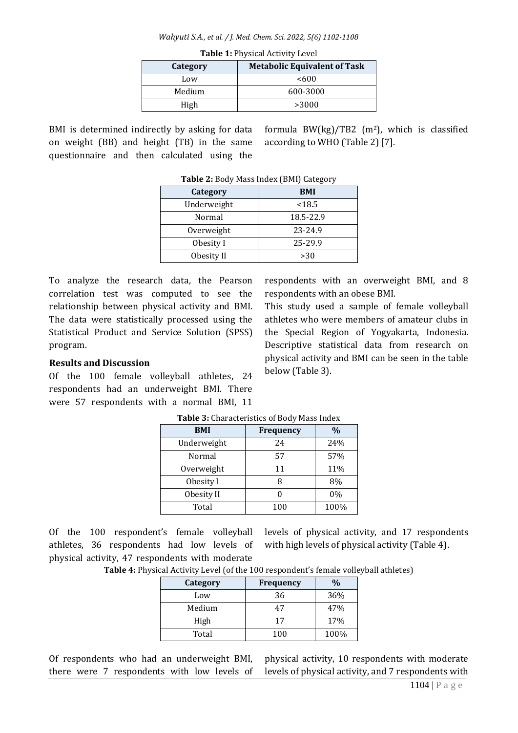**Table 1:** Physical Activity Level

| Category | Metabolic Equivalent of Task |
|---|---|
| Low | <600 |
| Medium | 600-3000 |
| High | >3000 |

BMI is determined indirectly by asking for data on weight (BB) and height (TB) in the same questionnaire and then calculated using the formula BW(kg)/TB2 ($m^2$), which is classified according to WHO (Table 2) [7].

**Table 2:** Body Mass Index (BMI) Category

| Category | BMI |
|---|---|
| Underweight | <18.5 |
| Normal | 18.5-22.9 |
| Overweight | 23-24.9 |
| Obesity I | 25-29.9 |
| Obesity II | >30 |

To analyze the research data, the Pearson correlation test was computed to see the relationship between physical activity and BMI. The data were statistically processed using the Statistical Product and Service Solution (SPSS) program.

## Results and Discussion

Of the 100 female volleyball athletes, 24 respondents had an underweight BMI. There were 57 respondents with a normal BMI, 11 respondents with an overweight BMI, and 8 respondents with an obese BMI.

This study used a sample of female volleyball athletes who were members of amateur clubs in the Special Region of Yogyakarta, Indonesia. Descriptive statistical data from research on physical activity and BMI can be seen in the table below (Table 3).

**Table 3:** Characteristics of Body Mass Index

| BMI | Frequency | % |
|---|---|---|
| Underweight | 24 | 24% |
| Normal | 57 | 57% |
| Overweight | 11 | 11% |
| Obesity I | 8 | 8% |
| Obesity II | 0 | 0% |
| Total | 100 | 100% |

Of the 100 respondent's female volleyball athletes, 36 respondents had low levels of physical activity, 47 respondents with moderate levels of physical activity, and 17 respondents with high levels of physical activity (Table 4).

**Table 4:** Physical Activity Level (of the 100 respondent's female volleyball athletes)

| Category | Frequency | % |
|---|---|---|
| Low | 36 | 36% |
| Medium | 47 | 47% |
| High | 17 | 17% |
| Total | 100 | 100% |

Of respondents who had an underweight BMI, there were 7 respondents with low levels of physical activity, 10 respondents with moderate levels of physical activity, and 7 respondents with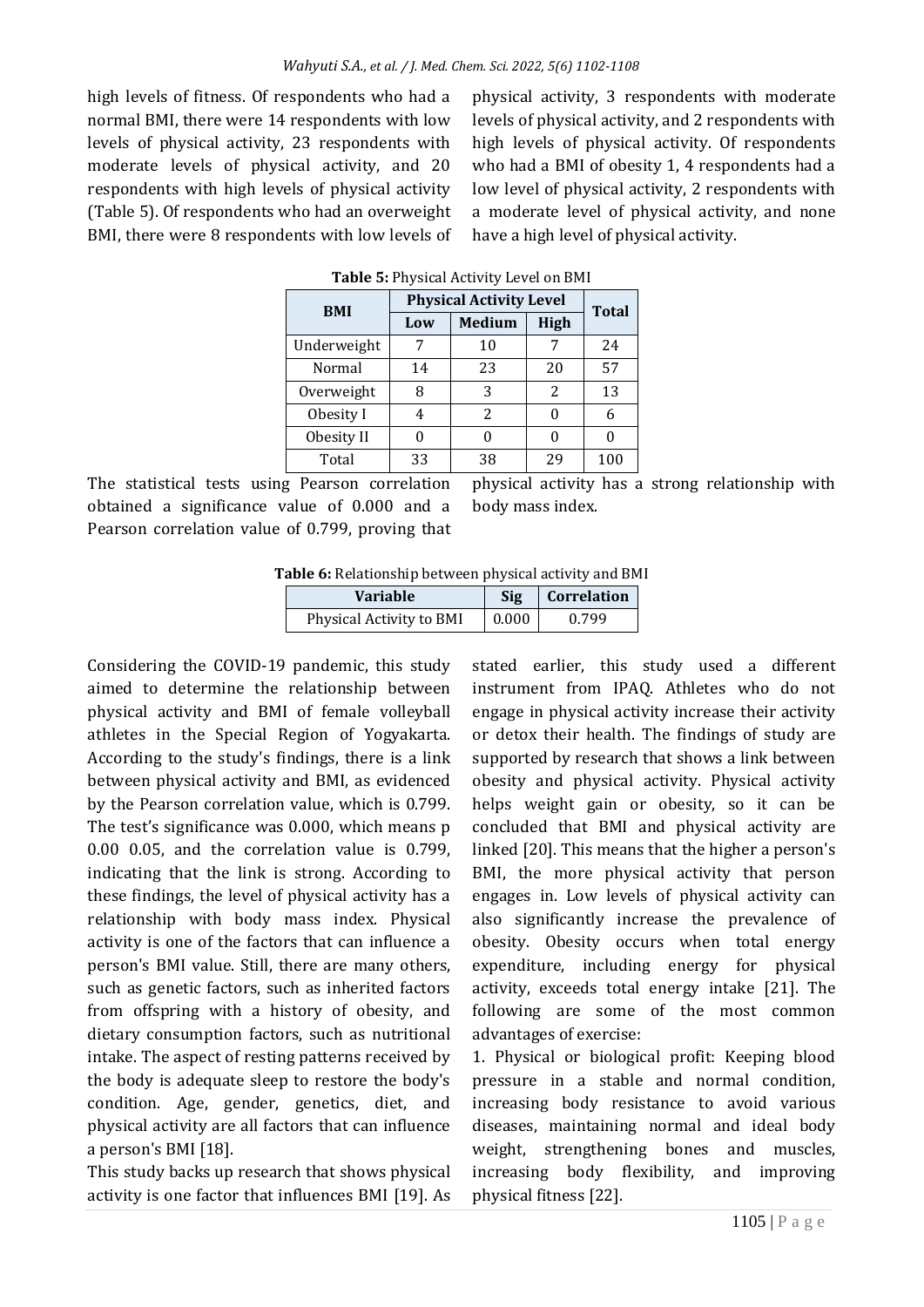high levels of fitness. Of respondents who had a normal BMI, there were 14 respondents with low levels of physical activity, 23 respondents with moderate levels of physical activity, and 20 respondents with high levels of physical activity (Table 5). Of respondents who had an overweight BMI, there were 8 respondents with low levels of physical activity, 3 respondents with moderate levels of physical activity, and 2 respondents with high levels of physical activity. Of respondents who had a BMI of obesity 1, 4 respondents had a low level of physical activity, 2 respondents with a moderate level of physical activity, and none have a high level of physical activity.

**Table 5:** Physical Activity Level on BMI

| BMI | Physical Activity Level | | | Total |
|---|---|---|---|---|
| | Low | Medium | High | |
| Underweight | 7 | 10 | 7 | 24 |
| Normal | 14 | 23 | 20 | 57 |
| Overweight | 8 | 3 | 2 | 13 |
| Obesity I | 4 | 2 | 0 | 6 |
| Obesity II | 0 | 0 | 0 | 0 |
| Total | 33 | 38 | 29 | 100 |

The statistical tests using Pearson correlation obtained a significance value of 0.000 and a Pearson correlation value of 0.799, proving that physical activity has a strong relationship with body mass index.

**Table 6:** Relationship between physical activity and BMI

| Variable | Sig | Correlation |
|---|---|---|
| Physical Activity to BMI | 0.000 | 0.799 |

Considering the COVID-19 pandemic, this study aimed to determine the relationship between physical activity and BMI of female volleyball athletes in the Special Region of Yogyakarta. According to the study's findings, there is a link between physical activity and BMI, as evidenced by the Pearson correlation value, which is 0.799. The test's significance was 0.000, which means p 0.00 0.05, and the correlation value is 0.799, indicating that the link is strong. According to these findings, the level of physical activity has a relationship with body mass index. Physical activity is one of the factors that can influence a person's BMI value. Still, there are many others, such as genetic factors, such as inherited factors from offspring with a history of obesity, and dietary consumption factors, such as nutritional intake. The aspect of resting patterns received by the body is adequate sleep to restore the body's condition. Age, gender, genetics, diet, and physical activity are all factors that can influence a person's BMI [18].

This study backs up research that shows physical activity is one factor that influences BMI [19]. As stated earlier, this study used a different instrument from IPAQ. Athletes who do not engage in physical activity increase their activity or detox their health. The findings of study are supported by research that shows a link between obesity and physical activity. Physical activity helps weight gain or obesity, so it can be concluded that BMI and physical activity are linked [20]. This means that the higher a person's BMI, the more physical activity that person engages in. Low levels of physical activity can also significantly increase the prevalence of obesity. Obesity occurs when total energy expenditure, including energy for physical activity, exceeds total energy intake [21]. The following are some of the most common advantages of exercise:

1. Physical or biological profit: Keeping blood pressure in a stable and normal condition, increasing body resistance to avoid various diseases, maintaining normal and ideal body weight, strengthening bones and muscles, increasing body flexibility, and improving physical fitness [22].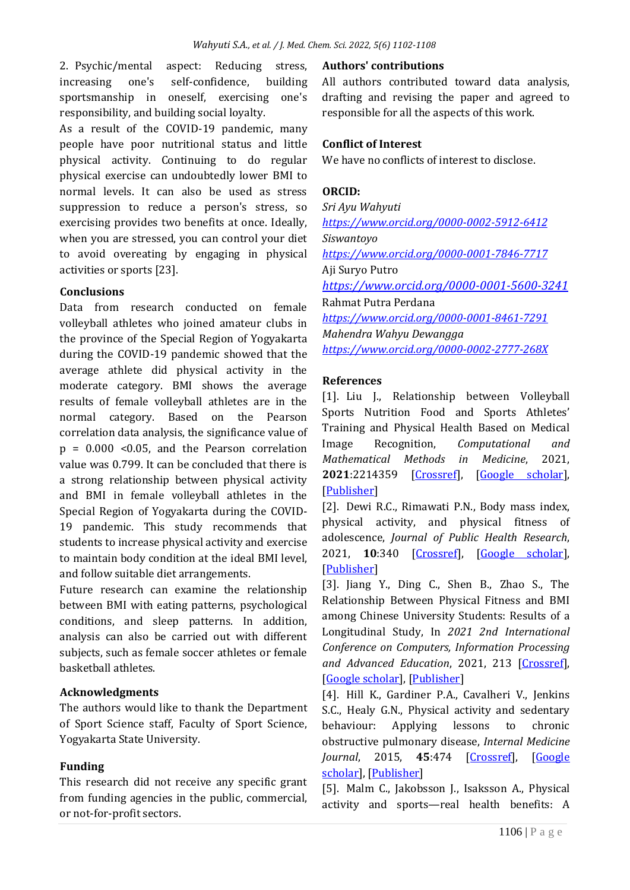2. Psychic/mental aspect: Reducing stress, increasing one's self-confidence, building sportsmanship in oneself, exercising one's responsibility, and building social loyalty.

As a result of the COVID-19 pandemic, many people have poor nutritional status and little physical activity. Continuing to do regular physical exercise can undoubtedly lower BMI to normal levels. It can also be used as stress suppression to reduce a person's stress, so exercising provides two benefits at once. Ideally, when you are stressed, you can control your diet to avoid overeating by engaging in physical activities or sports [23].

## Conclusions

Data from research conducted on female volleyball athletes who joined amateur clubs in the province of the Special Region of Yogyakarta during the COVID-19 pandemic showed that the average athlete did physical activity in the moderate category. BMI shows the average results of female volleyball athletes are in the normal category. Based on the Pearson correlation data analysis, the significance value of $p = 0.000 < 0.05$, and the Pearson correlation value was 0.799. It can be concluded that there is a strong relationship between physical activity and BMI in female volleyball athletes in the Special Region of Yogyakarta during the COVID-19 pandemic. This study recommends that students to increase physical activity and exercise to maintain body condition at the ideal BMI level, and follow suitable diet arrangements.

Future research can examine the relationship between BMI with eating patterns, psychological conditions, and sleep patterns. In addition, analysis can also be carried out with different subjects, such as female soccer athletes or female basketball athletes.

## Acknowledgments

The authors would like to thank the Department of Sport Science staff, Faculty of Sport Science, Yogyakarta State University.

## Funding

This research did not receive any specific grant from funding agencies in the public, commercial, or not-for-profit sectors.

## Authors' contributions

All authors contributed toward data analysis, drafting and revising the paper and agreed to responsible for all the aspects of this work.

## Conflict of Interest

We have no conflicts of interest to disclose.

## ORCID:

*Sri Ayu Wahyuti*
*https://www.orcid.org/0000-0002-5912-6412*

*Siswantoyo*
*https://www.orcid.org/0000-0001-7846-7717*

Aji Suryo Putro
*https://www.orcid.org/0000-0001-5600-3241*

Rahmat Putra Perdana
*https://www.orcid.org/0000-0001-8461-7291*

*Mahendra Wahyu Dewangga*
*https://www.orcid.org/0000-0002-2777-268X*

## References

[1]. Liu J., Relationship between Volleyball Sports Nutrition Food and Sports Athletes' Training and Physical Health Based on Medical Image Recognition, *Computational and Mathematical Methods in Medicine*, 2021, **2021**:2214359 [Crossref], [Google scholar], [Publisher]

[2]. Dewi R.C., Rimawati P.N., Body mass index, physical activity, and physical fitness of adolescence, *Journal of Public Health Research*, 2021, **10**:340 [Crossref], [Google scholar], [Publisher]

[3]. Jiang Y., Ding C., Shen B., Zhao S., The Relationship Between Physical Fitness and BMI among Chinese University Students: Results of a Longitudinal Study, In *2021 2nd International Conference on Computers, Information Processing and Advanced Education*, 2021, 213 [Crossref], [Google scholar], [Publisher]

[4]. Hill K., Gardiner P.A., Cavalheri V., Jenkins S.C., Healy G.N., Physical activity and sedentary behaviour: Applying lessons to chronic obstructive pulmonary disease, *Internal Medicine Journal*, 2015, **45**:474 [Crossref], [Google scholar], [Publisher]

[5]. Malm C., Jakobsson J., Isaksson A., Physical activity and sports—real health benefits: A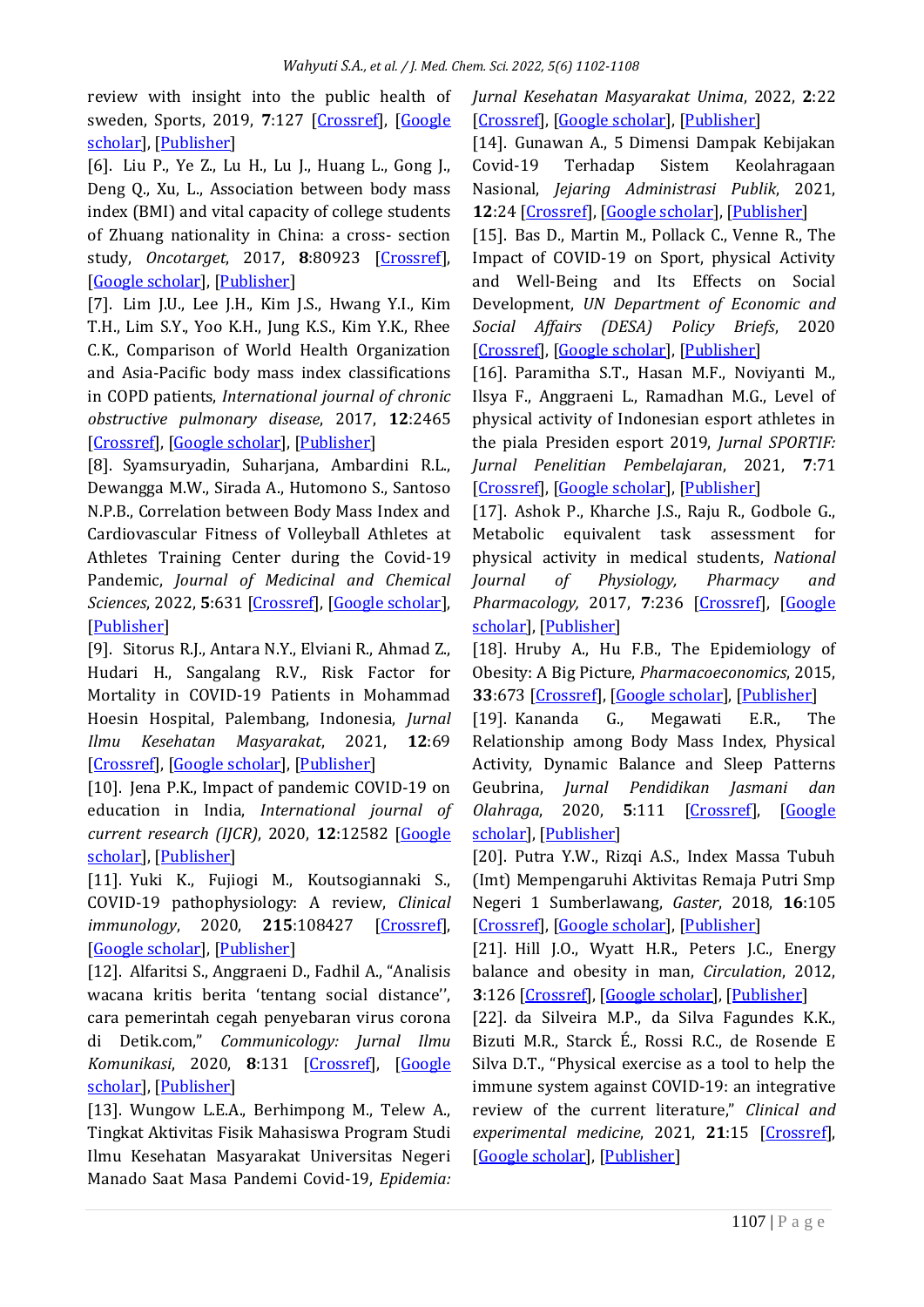review with insight into the public health of sweden, Sports, 2019, **7**:127 [Crossref], [Google scholar], [Publisher]

[6]. Liu P., Ye Z., Lu H., Lu J., Huang L., Gong J., Deng Q., Xu, L., Association between body mass index (BMI) and vital capacity of college students of Zhuang nationality in China: a cross- section study, *Oncotarget*, 2017, **8**:80923 [Crossref], [Google scholar], [Publisher]

[7]. Lim J.U., Lee J.H., Kim J.S., Hwang Y.I., Kim T.H., Lim S.Y., Yoo K.H., Jung K.S., Kim Y.K., Rhee C.K., Comparison of World Health Organization and Asia-Pacific body mass index classifications in COPD patients, *International journal of chronic obstructive pulmonary disease*, 2017, **12**:2465 [Crossref], [Google scholar], [Publisher]

[8]. Syamsuryadin, Suharjana, Ambardini R.L., Dewangga M.W., Sirada A., Hutomono S., Santoso N.P.B., Correlation between Body Mass Index and Cardiovascular Fitness of Volleyball Athletes at Athletes Training Center during the Covid-19 Pandemic, *Journal of Medicinal and Chemical Sciences*, 2022, **5**:631 [Crossref], [Google scholar], [Publisher]

[9]. Sitorus R.J., Antara N.Y., Elviani R., Ahmad Z., Hudari H., Sangalang R.V., Risk Factor for Mortality in COVID-19 Patients in Mohammad Hoesin Hospital, Palembang, Indonesia, *Jurnal Ilmu Kesehatan Masyarakat*, 2021, **12**:69 [Crossref], [Google scholar], [Publisher]

[10]. Jena P.K., Impact of pandemic COVID-19 on education in India, *International journal of current research (IJCR)*, 2020, **12**:12582 [Google scholar], [Publisher]

[11]. Yuki K., Fujiogi M., Koutsogiannaki S., COVID-19 pathophysiology: A review, *Clinical immunology*, 2020, **215**:108427 [Crossref], [Google scholar], [Publisher]

[12]. Alfaritsi S., Anggraeni D., Fadhil A., "Analisis wacana kritis berita 'tentang social distance'', cara pemerintah cegah penyebaran virus corona di Detik.com," *Communicology: Jurnal Ilmu Komunikasi*, 2020, **8**:131 [Crossref], [Google scholar], [Publisher]

[13]. Wungow L.E.A., Berhimpong M., Telew A., Tingkat Aktivitas Fisik Mahasiswa Program Studi Ilmu Kesehatan Masyarakat Universitas Negeri Manado Saat Masa Pandemi Covid-19, *Epidemia: Jurnal Kesehatan Masyarakat Unima*, 2022, **2**:22 [Crossref], [Google scholar], [Publisher]

[14]. Gunawan A., 5 Dimensi Dampak Kebijakan Covid-19 Terhadap Sistem Keolahragaan Nasional, *Jejaring Administrasi Publik*, 2021, **12**:24 [Crossref], [Google scholar], [Publisher]

[15]. Bas D., Martin M., Pollack C., Venne R., The Impact of COVID-19 on Sport, physical Activity and Well-Being and Its Effects on Social Development, *UN Department of Economic and Social Affairs (DESA) Policy Briefs*, 2020 [Crossref], [Google scholar], [Publisher]

[16]. Paramitha S.T., Hasan M.F., Noviyanti M., Ilsya F., Anggraeni L., Ramadhan M.G., Level of physical activity of Indonesian esport athletes in the piala Presiden esport 2019, *Jurnal SPORTIF: Jurnal Penelitian Pembelajaran*, 2021, **7**:71 [Crossref], [Google scholar], [Publisher]

[17]. Ashok P., Kharche J.S., Raju R., Godbole G., Metabolic equivalent task assessment for physical activity in medical students, *National Journal of Physiology, Pharmacy and Pharmacology,* 2017, **7**:236 [Crossref], [Google scholar], [Publisher]

[18]. Hruby A., Hu F.B., The Epidemiology of Obesity: A Big Picture, *Pharmacoeconomics*, 2015, **33**:673 [Crossref], [Google scholar], [Publisher]

[19]. Kananda G., Megawati E.R., The Relationship among Body Mass Index, Physical Activity, Dynamic Balance and Sleep Patterns Geubrina, *Jurnal Pendidikan Jasmani dan Olahraga*, 2020, **5**:111 [Crossref], [Google scholar], [Publisher]

[20]. Putra Y.W., Rizqi A.S., Index Massa Tubuh (Imt) Mempengaruhi Aktivitas Remaja Putri Smp Negeri 1 Sumberlawang, *Gaster*, 2018, **16**:105 [Crossref], [Google scholar], [Publisher]

[21]. Hill J.O., Wyatt H.R., Peters J.C., Energy balance and obesity in man, *Circulation*, 2012, **3**:126 [Crossref], [Google scholar], [Publisher]

[22]. da Silveira M.P., da Silva Fagundes K.K., Bizuti M.R., Starck É., Rossi R.C., de Rosende E Silva D.T., "Physical exercise as a tool to help the immune system against COVID-19: an integrative review of the current literature," *Clinical and experimental medicine*, 2021, **21**:15 [Crossref], [Google scholar], [Publisher]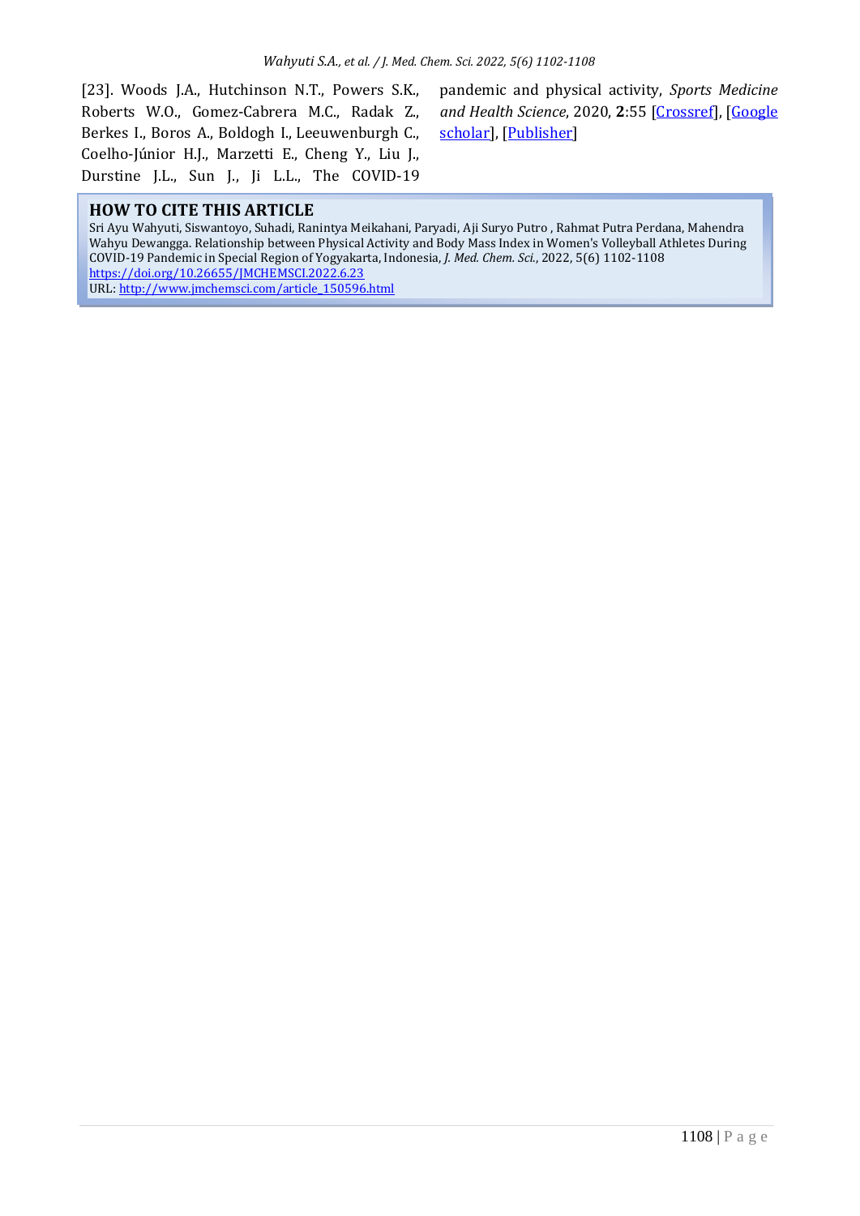[23]. Woods J.A., Hutchinson N.T., Powers S.K., Roberts W.O., Gomez-Cabrera M.C., Radak Z., Berkes I., Boros A., Boldogh I., Leeuwenburgh C., Coelho-Júnior H.J., Marzetti E., Cheng Y., Liu J., Durstine J.L., Sun J., Ji L.L., The COVID-19 pandemic and physical activity, *Sports Medicine and Health Science*, 2020, **2**:55 [Crossref], [Google scholar], [Publisher]

**HOW TO CITE THIS ARTICLE**

Sri Ayu Wahyuti, Siswantoyo, Suhadi, Ranintya Meikahani, Paryadi, Aji Suryo Putro , Rahmat Putra Perdana, Mahendra Wahyu Dewangga. Relationship between Physical Activity and Body Mass Index in Women's Volleyball Athletes During COVID-19 Pandemic in Special Region of Yogyakarta, Indonesia, *J. Med. Chem. Sci.*, 2022, 5(6) 1102-1108

https://doi.org/10.26655/JMCHEMSCI.2022.6.23

URL: http://www.jmchemsci.com/article_150596.html